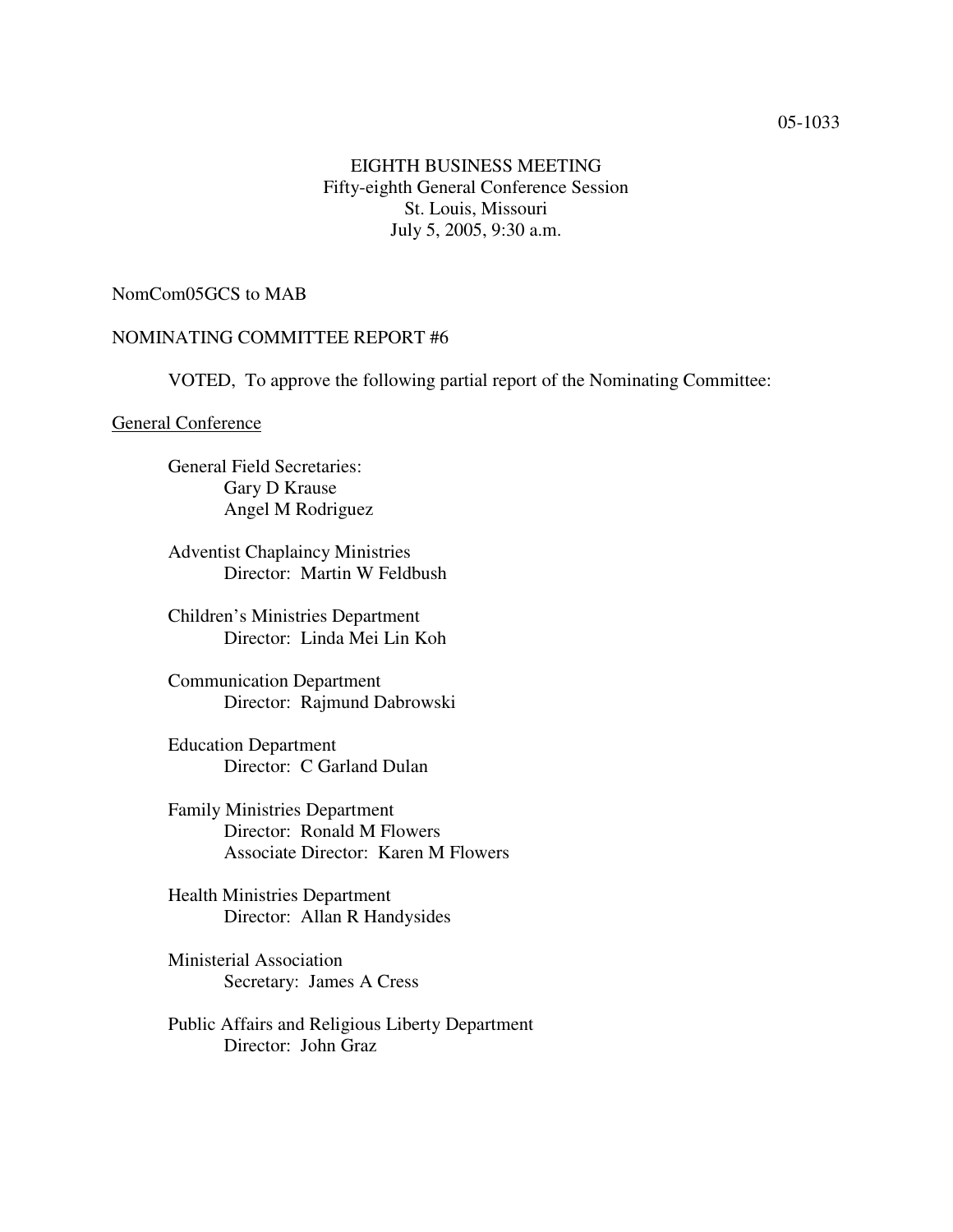05-1033

EIGHTH BUSINESS MEETING
Fifty-eighth General Conference Session
St. Louis, Missouri
July 5, 2005, 9:30 a.m.

NomCom05GCS to MAB

NOMINATING COMMITTEE REPORT #6

VOTED, To approve the following partial report of the Nominating Committee:

General Conference

General Field Secretaries:
- Gary D Krause
- Angel M Rodriguez

Adventist Chaplaincy Ministries
- Director: Martin W Feldbush

Children's Ministries Department
- Director: Linda Mei Lin Koh

Communication Department
- Director: Rajmund Dabrowski

Education Department
- Director: C Garland Dulan

Family Ministries Department
- Director: Ronald M Flowers
- Associate Director: Karen M Flowers

Health Ministries Department
- Director: Allan R Handysides

Ministerial Association
- Secretary: James A Cress

Public Affairs and Religious Liberty Department
- Director: John Graz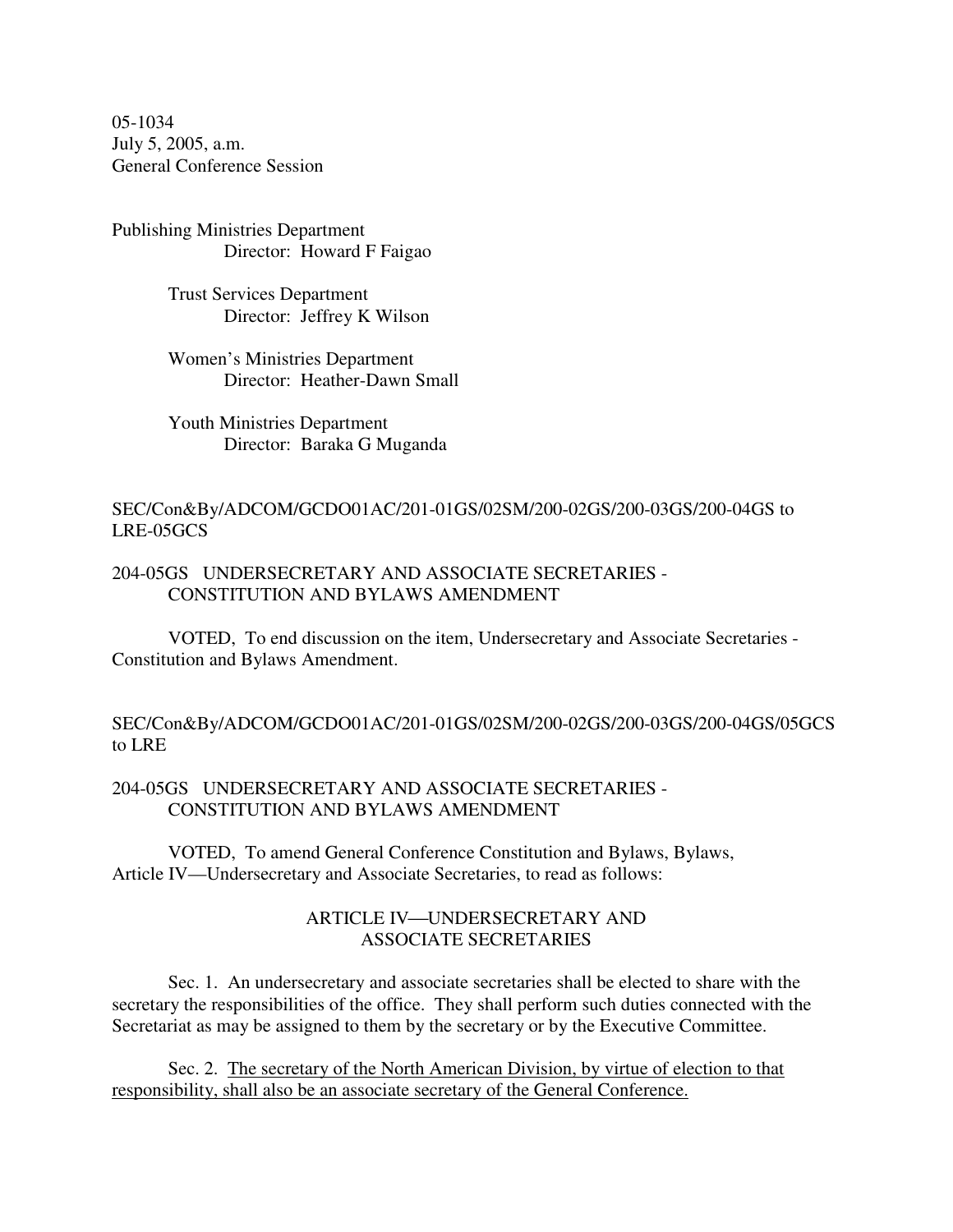05-1034
July 5, 2005, a.m.
General Conference Session

Publishing Ministries Department
Director: Howard F Faigao

Trust Services Department
Director: Jeffrey K Wilson

Women's Ministries Department
Director: Heather-Dawn Small

Youth Ministries Department
Director: Baraka G Muganda

SEC/Con&By/ADCOM/GCDO01AC/201-01GS/02SM/200-02GS/200-03GS/200-04GS to LRE-05GCS

204-05GS UNDERSECRETARY AND ASSOCIATE SECRETARIES - CONSTITUTION AND BYLAWS AMENDMENT

VOTED, To end discussion on the item, Undersecretary and Associate Secretaries - Constitution and Bylaws Amendment.

SEC/Con&By/ADCOM/GCDO01AC/201-01GS/02SM/200-02GS/200-03GS/200-04GS/05GCS to LRE

204-05GS UNDERSECRETARY AND ASSOCIATE SECRETARIES - CONSTITUTION AND BYLAWS AMENDMENT

VOTED, To amend General Conference Constitution and Bylaws, Bylaws, Article IV—Undersecretary and Associate Secretaries, to read as follows:

ARTICLE IV—UNDERSECRETARY AND ASSOCIATE SECRETARIES

Sec. 1. An undersecretary and associate secretaries shall be elected to share with the secretary the responsibilities of the office. They shall perform such duties connected with the Secretariat as may be assigned to them by the secretary or by the Executive Committee.

Sec. 2. <u>The secretary of the North American Division, by virtue of election to that responsibility, shall also be an associate secretary of the General Conference.</u>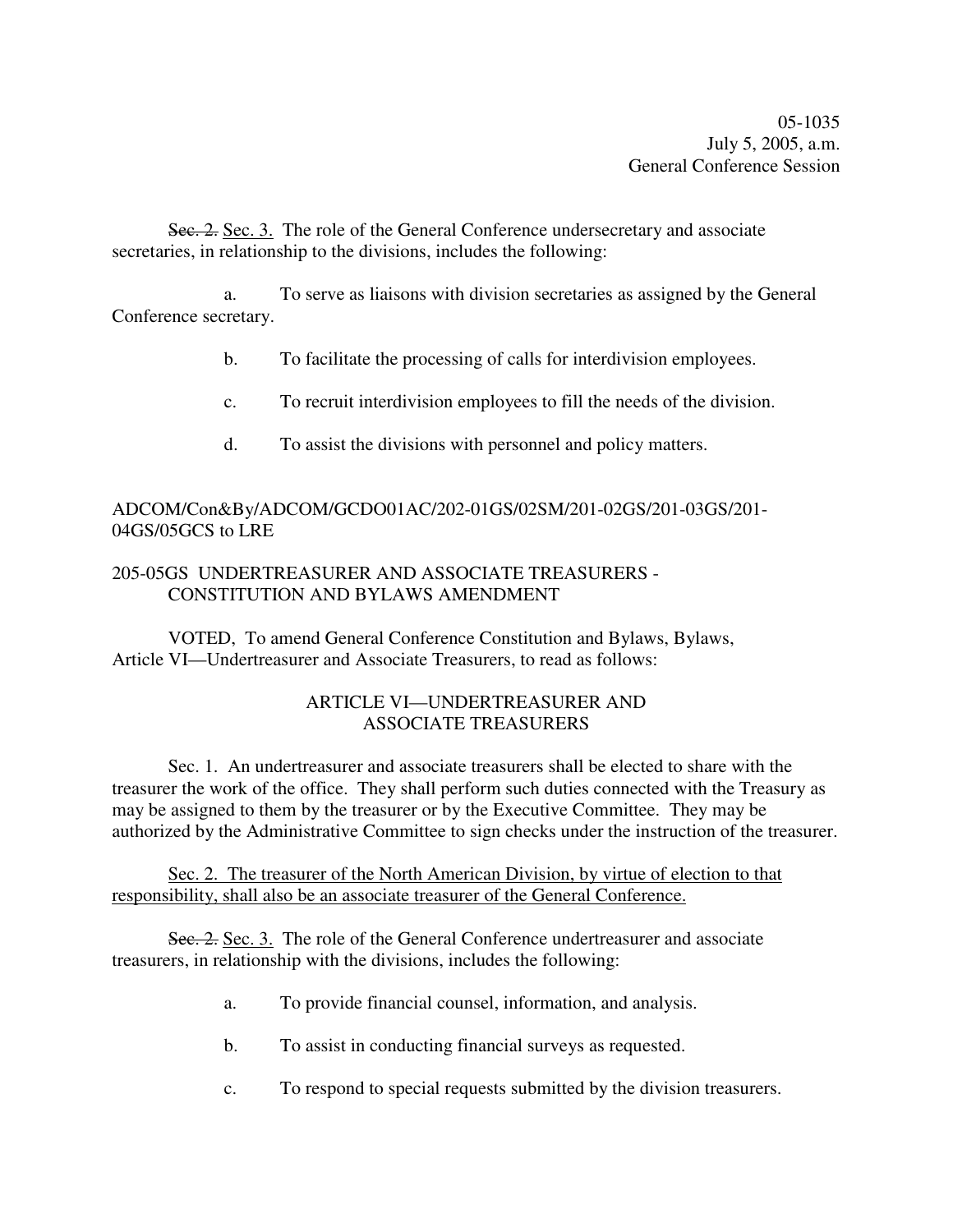Sec. 2. Sec. 3. The role of the General Conference undersecretary and associate secretaries, in relationship to the divisions, includes the following:

a. To serve as liaisons with division secretaries as assigned by the General Conference secretary.

b. To facilitate the processing of calls for interdivision employees.

c. To recruit interdivision employees to fill the needs of the division.

d. To assist the divisions with personnel and policy matters.

ADCOM/Con&By/ADCOM/GCDO01AC/202-01GS/02SM/201-02GS/201-03GS/201-04GS/05GCS to LRE

205-05GS UNDERTREASURER AND ASSOCIATE TREASURERS - CONSTITUTION AND BYLAWS AMENDMENT

VOTED, To amend General Conference Constitution and Bylaws, Bylaws, Article VI—Undertreasurer and Associate Treasurers, to read as follows:

ARTICLE VI—UNDERTREASURER AND ASSOCIATE TREASURERS

Sec. 1. An undertreasurer and associate treasurers shall be elected to share with the treasurer the work of the office. They shall perform such duties connected with the Treasury as may be assigned to them by the treasurer or by the Executive Committee. They may be authorized by the Administrative Committee to sign checks under the instruction of the treasurer.

Sec. 2. The treasurer of the North American Division, by virtue of election to that responsibility, shall also be an associate treasurer of the General Conference.

Sec. 2. Sec. 3. The role of the General Conference undertreasurer and associate treasurers, in relationship with the divisions, includes the following:

a. To provide financial counsel, information, and analysis.

b. To assist in conducting financial surveys as requested.

c. To respond to special requests submitted by the division treasurers.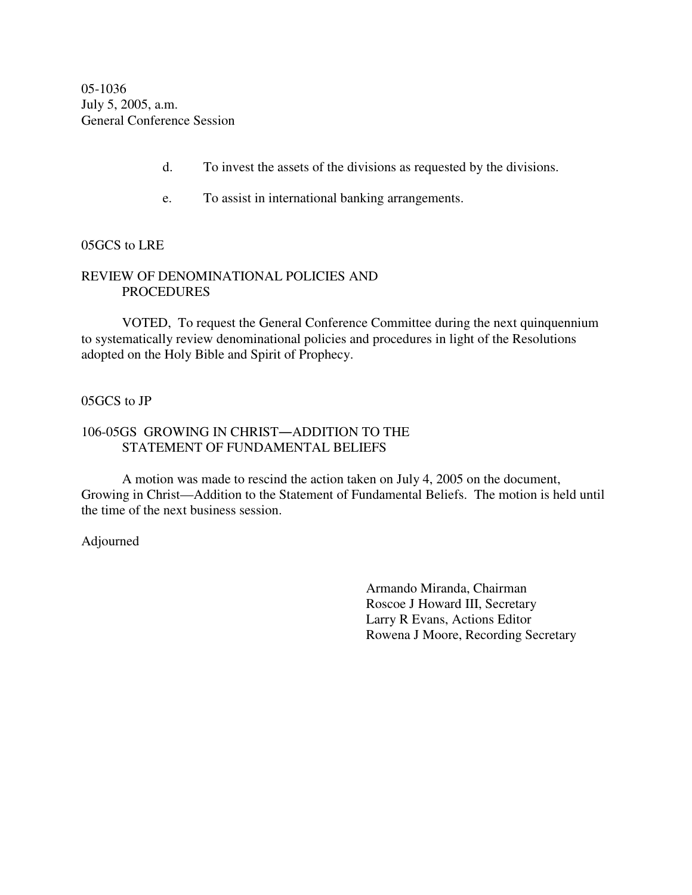05-1036
July 5, 2005, a.m.
General Conference Session

d. To invest the assets of the divisions as requested by the divisions.

e. To assist in international banking arrangements.

05GCS to LRE

REVIEW OF DENOMINATIONAL POLICIES AND PROCEDURES

VOTED, To request the General Conference Committee during the next quinquennium to systematically review denominational policies and procedures in light of the Resolutions adopted on the Holy Bible and Spirit of Prophecy.

05GCS to JP

106-05GS GROWING IN CHRIST—ADDITION TO THE STATEMENT OF FUNDAMENTAL BELIEFS

A motion was made to rescind the action taken on July 4, 2005 on the document, Growing in Christ—Addition to the Statement of Fundamental Beliefs. The motion is held until the time of the next business session.

Adjourned

Armando Miranda, Chairman
Roscoe J Howard III, Secretary
Larry R Evans, Actions Editor
Rowena J Moore, Recording Secretary